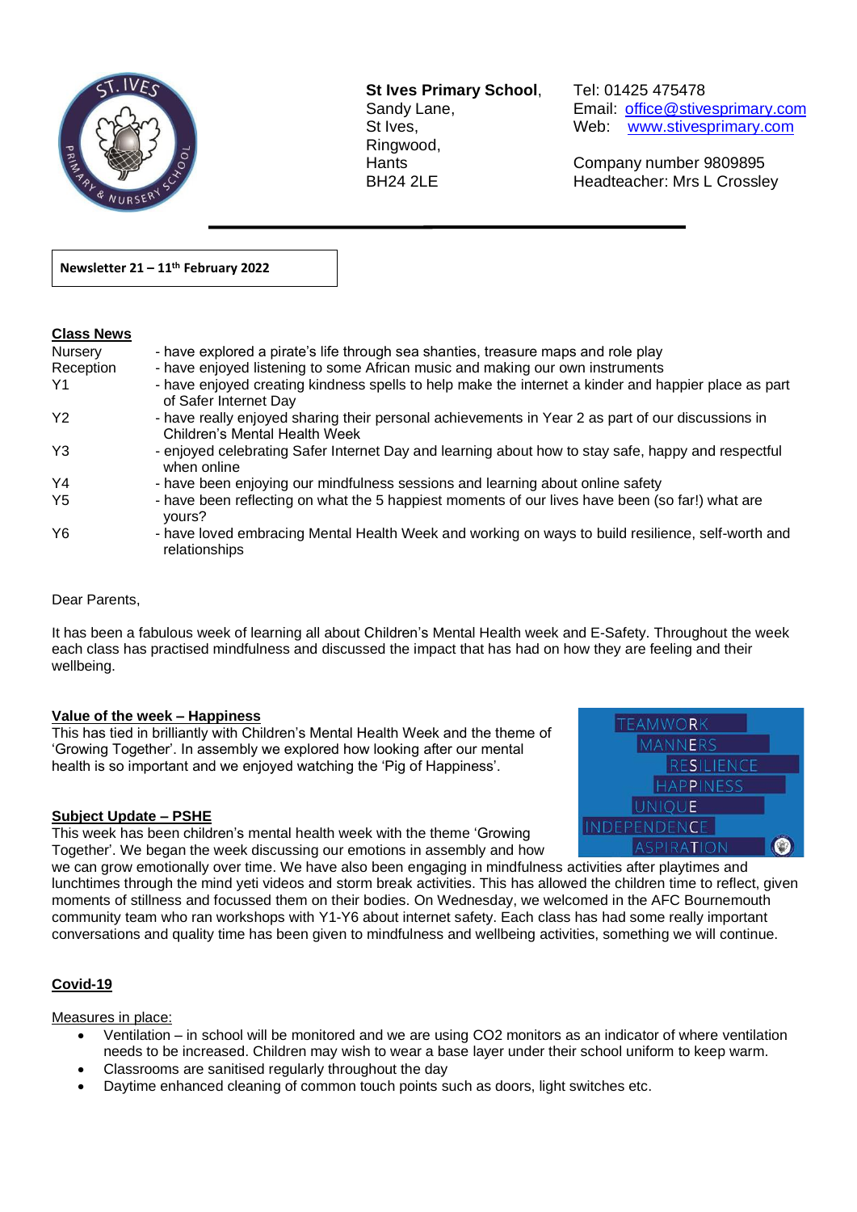**St Ives Primary School**,
Sandy Lane,
St Ives,
Ringwood,
Hants
BH24 2LE

Tel: 01425 475478
Email: office@stivesprimary.com
Web: www.stivesprimary.com

Company number 9809895
Headteacher: Mrs L Crossley

**Newsletter 21 – 11th February 2022**

## Class News

| | |
|---|---|
| Nursery | - have explored a pirate's life through sea shanties, treasure maps and role play |
| Reception | - have enjoyed listening to some African music and making our own instruments |
| Y1 | - have enjoyed creating kindness spells to help make the internet a kinder and happier place as part of Safer Internet Day |
| Y2 | - have really enjoyed sharing their personal achievements in Year 2 as part of our discussions in Children's Mental Health Week |
| Y3 | - enjoyed celebrating Safer Internet Day and learning about how to stay safe, happy and respectful when online |
| Y4 | - have been enjoying our mindfulness sessions and learning about online safety |
| Y5 | - have been reflecting on what the 5 happiest moments of our lives have been (so far!) what are yours? |
| Y6 | - have loved embracing Mental Health Week and working on ways to build resilience, self-worth and relationships |

Dear Parents,

It has been a fabulous week of learning all about Children's Mental Health week and E-Safety. Throughout the week each class has practised mindfulness and discussed the impact that has had on how they are feeling and their wellbeing.

## Value of the week – Happiness

This has tied in brilliantly with Children's Mental Health Week and the theme of 'Growing Together'. In assembly we explored how looking after our mental health is so important and we enjoyed watching the 'Pig of Happiness'.

TEAMWORK
MANNERS
RESILIENCE
HAPPINESS
UNIQUE
INDEPENDENCE
ASPIRATION

## Subject Update – PSHE

This week has been children's mental health week with the theme 'Growing Together'. We began the week discussing our emotions in assembly and how we can grow emotionally over time. We have also been engaging in mindfulness activities after playtimes and lunchtimes through the mind yeti videos and storm break activities. This has allowed the children time to reflect, given moments of stillness and focussed them on their bodies. On Wednesday, we welcomed in the AFC Bournemouth community team who ran workshops with Y1-Y6 about internet safety. Each class has had some really important conversations and quality time has been given to mindfulness and wellbeing activities, something we will continue.

## Covid-19

Measures in place:

- Ventilation – in school will be monitored and we are using $CO_2$ monitors as an indicator of where ventilation needs to be increased. Children may wish to wear a base layer under their school uniform to keep warm.
- Classrooms are sanitised regularly throughout the day
- Daytime enhanced cleaning of common touch points such as doors, light switches etc.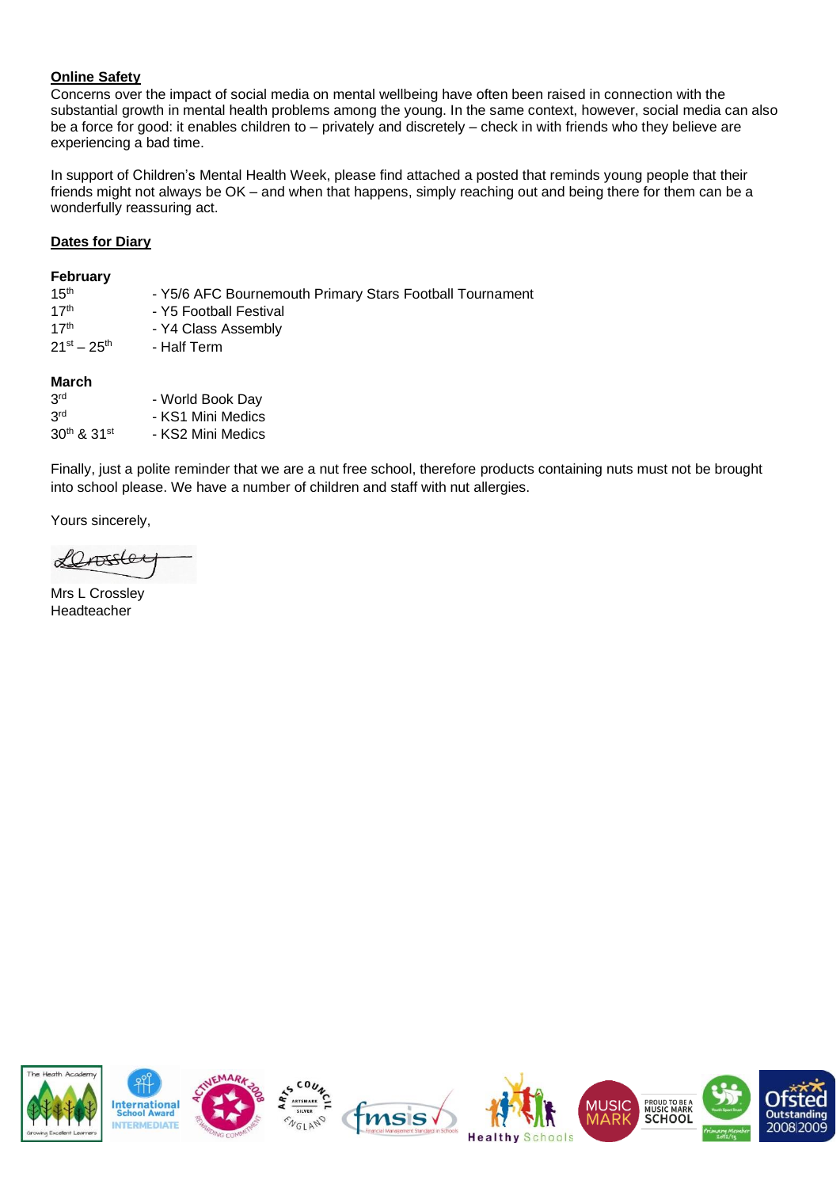**Online Safety**

Concerns over the impact of social media on mental wellbeing have often been raised in connection with the substantial growth in mental health problems among the young. In the same context, however, social media can also be a force for good: it enables children to – privately and discretely – check in with friends who they believe are experiencing a bad time.

In support of Children's Mental Health Week, please find attached a posted that reminds young people that their friends might not always be OK – and when that happens, simply reaching out and being there for them can be a wonderfully reassuring act.

**Dates for Diary**

**February**

| | |
|---|---|
| 15th | - Y5/6 AFC Bournemouth Primary Stars Football Tournament |
| 17th | - Y5 Football Festival |
| 17th | - Y4 Class Assembly |
| 21st – 25th | - Half Term |

**March**

| | |
|---|---|
| 3rd | - World Book Day |
| 3rd | - KS1 Mini Medics |
| 30th & 31st | - KS2 Mini Medics |

Finally, just a polite reminder that we are a nut free school, therefore products containing nuts must not be brought into school please. We have a number of children and staff with nut allergies.

Yours sincerely,

Mrs L Crossley
Headteacher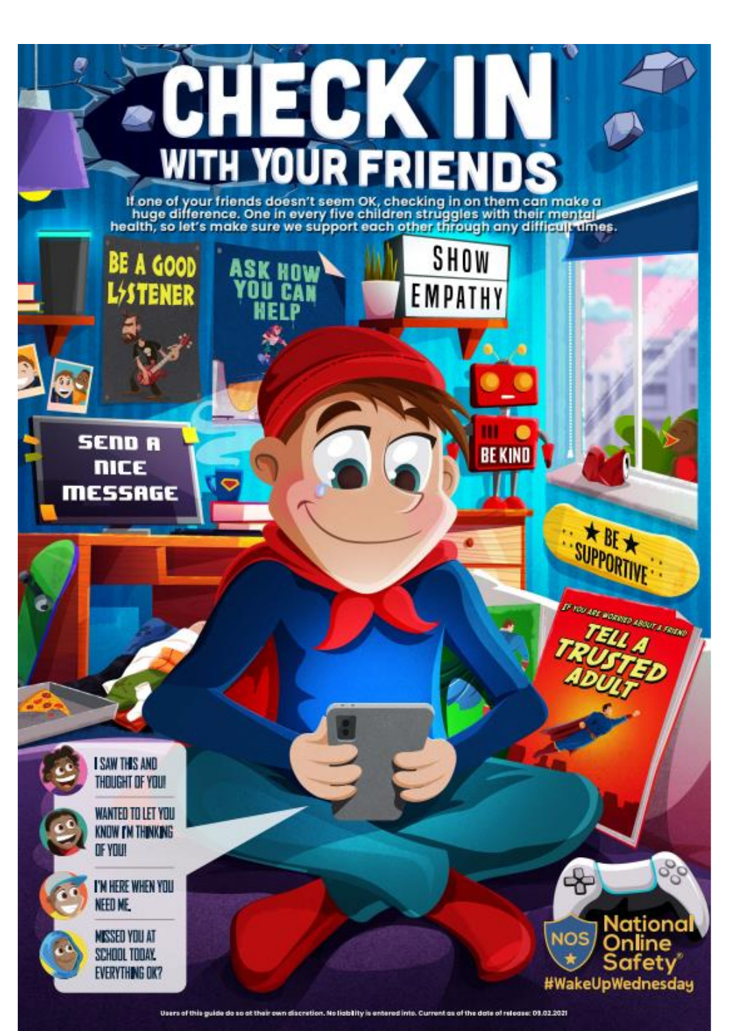# CHECK IN WITH YOUR FRIENDS

If one of your friends doesn't seem OK, checking in on them can make a huge difference. One in every five children struggles with their mental health, so let's make sure we support each other through any difficult times.

BE A GOOD LISTENER

ASK HOW YOU CAN HELP

SHOW EMPATHY

SEND A NICE MESSAGE

BE KIND

★ BE ★ SUPPORTIVE

IF YOU ARE WORRIED ABOUT A FRIEND TELL A TRUSTED ADULT

I SAW THIS AND THOUGHT OF YOU!

WANTED TO LET YOU KNOW I'M THINKING OF YOU!

I'M HERE WHEN YOU NEED ME.

MISSED YOU AT SCHOOL TODAY. EVERYTHING OK?

National Online Safety®

#WakeUpWednesday

Users of this guide do so at their own discretion. No liability is entered into. Current as of the date of release: 09.02.2021